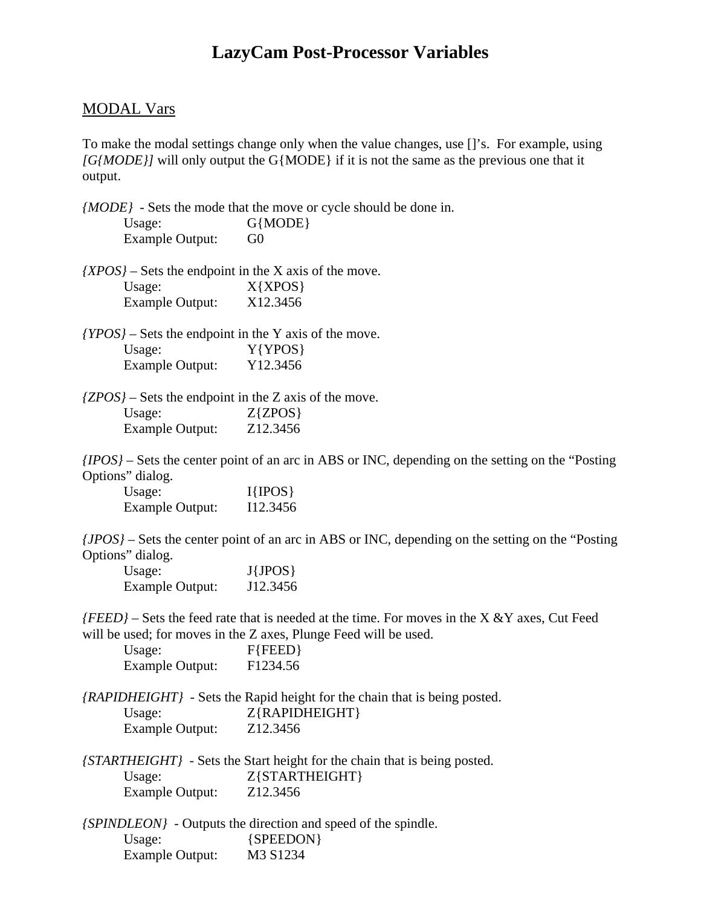# LazyCam Post-Processor Variables

## MODAL Vars

To make the modal settings change only when the value changes, use []'s. For example, using *[G{MODE}]* will only output the G{MODE} if it is not the same as the previous one that it output.

*{MODE}* - Sets the mode that the move or cycle should be done in.

| | |
|---|---|
| Usage: | G{MODE} |
| Example Output: | G0 |

*{XPOS}* – Sets the endpoint in the X axis of the move.

| | |
|---|---|
| Usage: | X{XPOS} |
| Example Output: | X12.3456 |

*{YPOS}* – Sets the endpoint in the Y axis of the move.

| | |
|---|---|
| Usage: | Y{YPOS} |
| Example Output: | Y12.3456 |

*{ZPOS}* – Sets the endpoint in the Z axis of the move.

| | |
|---|---|
| Usage: | Z{ZPOS} |
| Example Output: | Z12.3456 |

*{IPOS}* – Sets the center point of an arc in ABS or INC, depending on the setting on the "Posting Options" dialog.

| | |
|---|---|
| Usage: | I{IPOS} |
| Example Output: | I12.3456 |

*{JPOS}* – Sets the center point of an arc in ABS or INC, depending on the setting on the "Posting Options" dialog.

| | |
|---|---|
| Usage: | J{JPOS} |
| Example Output: | J12.3456 |

*{FEED}* – Sets the feed rate that is needed at the time. For moves in the X &Y axes, Cut Feed will be used; for moves in the Z axes, Plunge Feed will be used.

| | |
|---|---|
| Usage: | F{FEED} |
| Example Output: | F1234.56 |

*{RAPIDHEIGHT}* - Sets the Rapid height for the chain that is being posted.

| | |
|---|---|
| Usage: | Z{RAPIDHEIGHT} |
| Example Output: | Z12.3456 |

*{STARTHEIGHT}* - Sets the Start height for the chain that is being posted.

| | |
|---|---|
| Usage: | Z{STARTHEIGHT} |
| Example Output: | Z12.3456 |

*{SPINDLEON}* - Outputs the direction and speed of the spindle.

| | |
|---|---|
| Usage: | {SPEEDON} |
| Example Output: | M3 S1234 |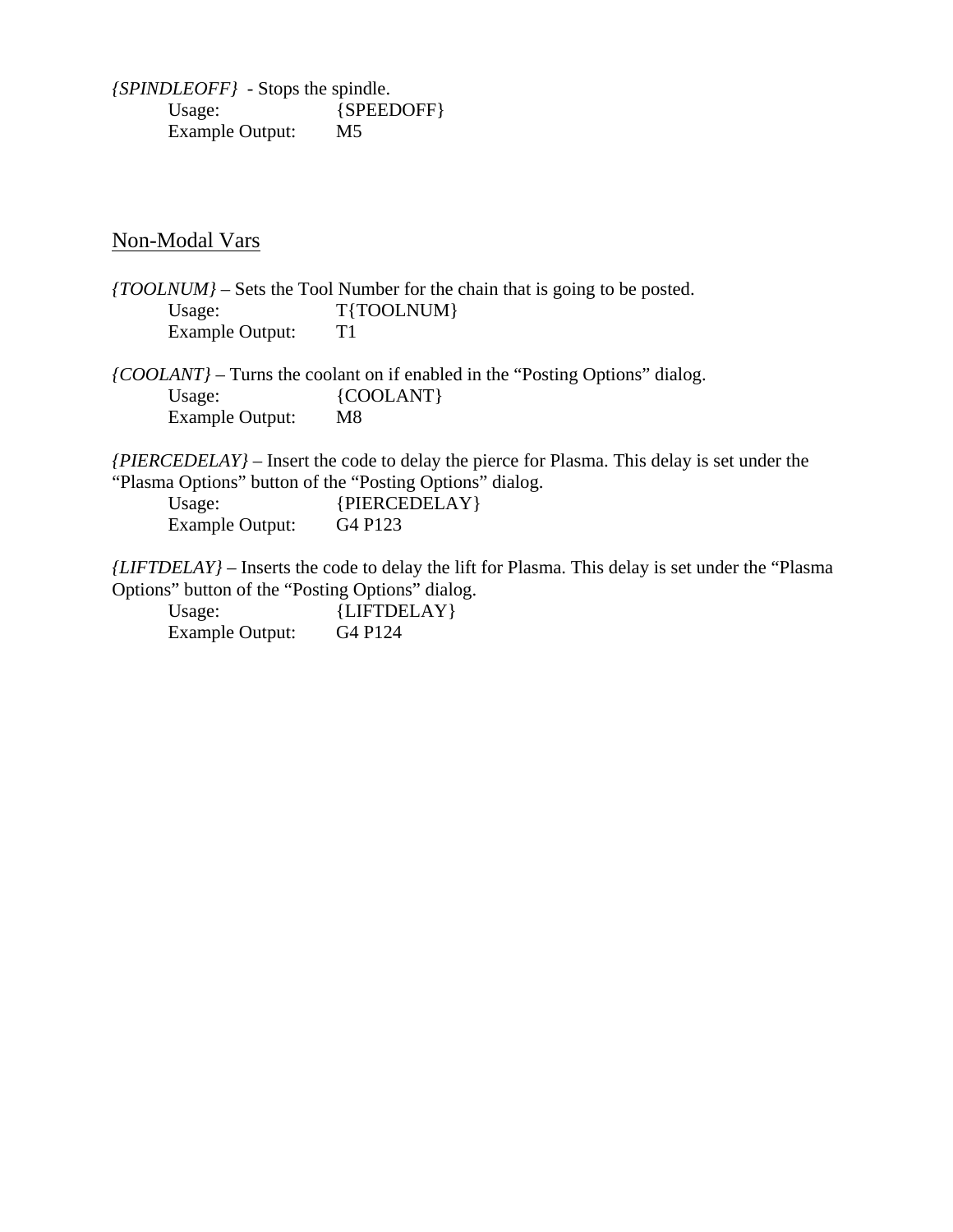*{SPINDLEOFF}* - Stops the spindle.

Usage: {SPEEDOFF}
Example Output: M5

## Non-Modal Vars

*{TOOLNUM}* – Sets the Tool Number for the chain that is going to be posted.

Usage: T{TOOLNUM}
Example Output: T1

*{COOLANT}* – Turns the coolant on if enabled in the "Posting Options" dialog.

Usage: {COOLANT}
Example Output: M8

*{PIERCEDELAY}* – Insert the code to delay the pierce for Plasma. This delay is set under the "Plasma Options" button of the "Posting Options" dialog.

Usage: {PIERCEDELAY}
Example Output: G4 P123

*{LIFTDELAY}* – Inserts the code to delay the lift for Plasma. This delay is set under the "Plasma Options" button of the "Posting Options" dialog.

Usage: {LIFTDELAY}
Example Output: G4 P124